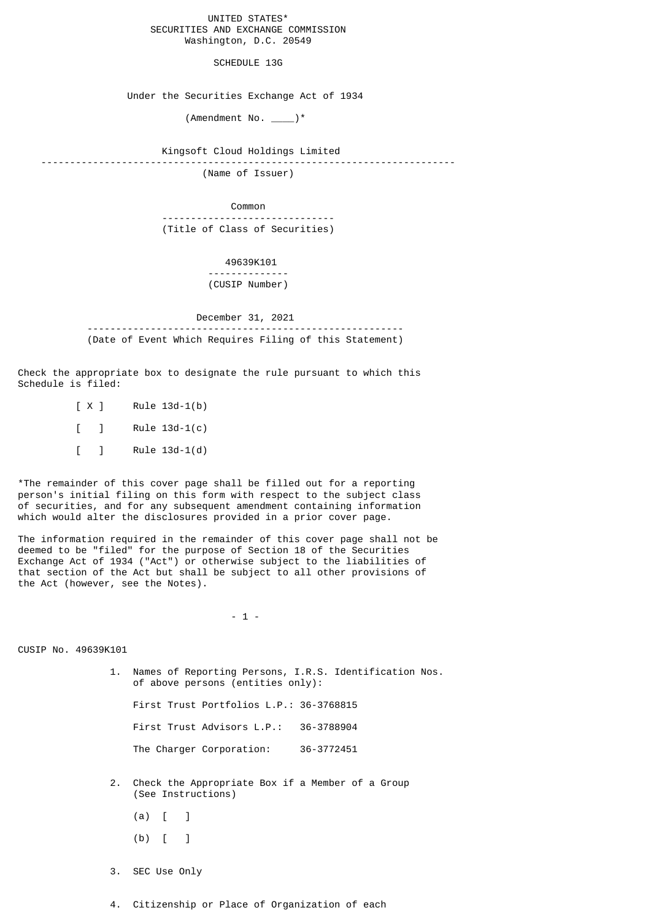UNITED STATES*
SECURITIES AND EXCHANGE COMMISSION
Washington, D.C. 20549

# SCHEDULE 13G

Under the Securities Exchange Act of 1934

(Amendment No. ____)*

Kingsoft Cloud Holdings Limited

(Name of Issuer)

Common

(Title of Class of Securities)

49639K101

(CUSIP Number)

December 31, 2021

(Date of Event Which Requires Filing of this Statement)

Check the appropriate box to designate the rule pursuant to which this Schedule is filed:

[ X ] Rule 13d-1(b)

[ ] Rule 13d-1(c)

[ ] Rule 13d-1(d)

*The remainder of this cover page shall be filled out for a reporting person's initial filing on this form with respect to the subject class of securities, and for any subsequent amendment containing information which would alter the disclosures provided in a prior cover page.

The information required in the remainder of this cover page shall not be deemed to be "filed" for the purpose of Section 18 of the Securities Exchange Act of 1934 ("Act") or otherwise subject to the liabilities of that section of the Act but shall be subject to all other provisions of the Act (however, see the Notes).

CUSIP No. 49639K101

1. Names of Reporting Persons, I.R.S. Identification Nos. of above persons (entities only):

   First Trust Portfolios L.P.: 36-3768815

   First Trust Advisors L.P.: 36-3788904

   The Charger Corporation: 36-3772451

2. Check the Appropriate Box if a Member of a Group (See Instructions)

   (a) [ ]

   (b) [ ]

3. SEC Use Only

4. Citizenship or Place of Organization of each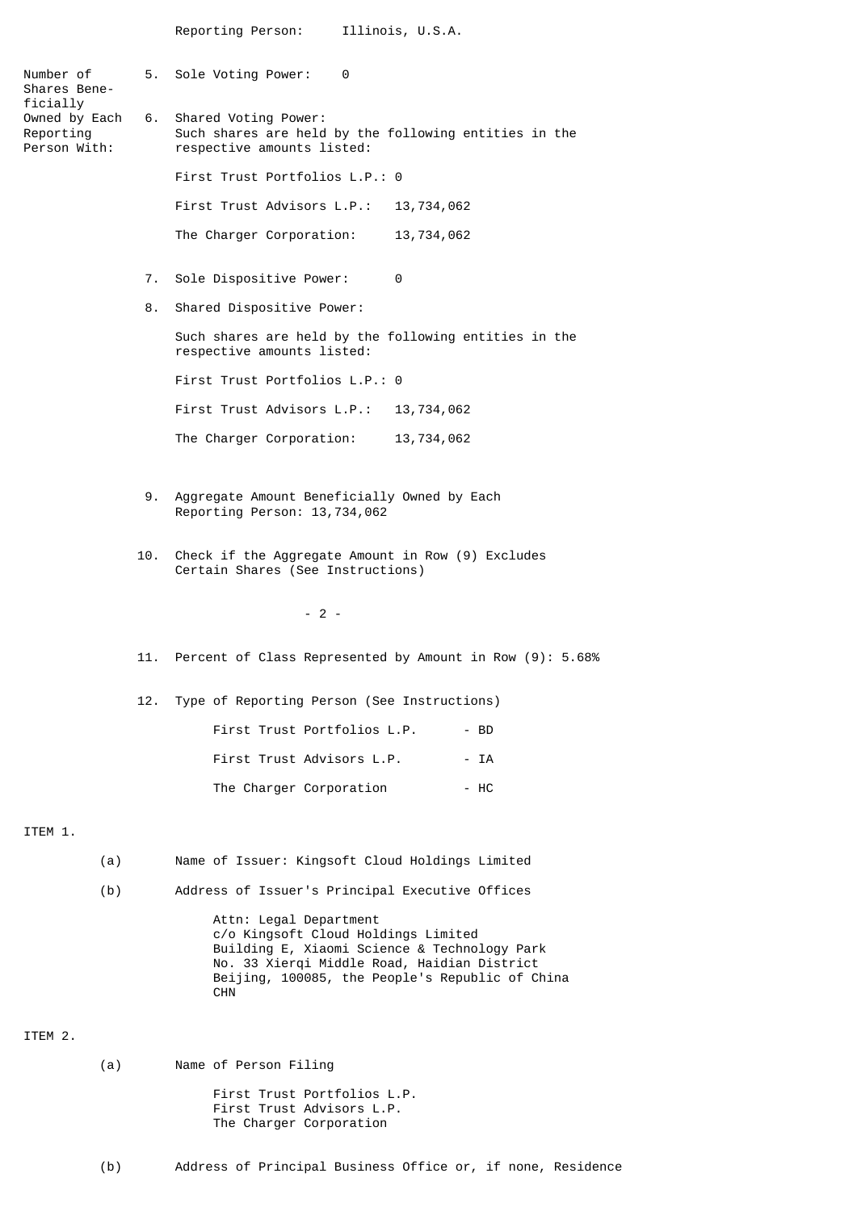Reporting Person:     Illinois, U.S.A.

Number of Shares Beneficially Owned by Each Reporting Person With:

5. Sole Voting Power:     0

6. Shared Voting Power:
Such shares are held by the following entities in the respective amounts listed:

First Trust Portfolios L.P.: 0

First Trust Advisors L.P.:   13,734,062

The Charger Corporation:     13,734,062

7. Sole Dispositive Power:     0

8. Shared Dispositive Power:

Such shares are held by the following entities in the respective amounts listed:

First Trust Portfolios L.P.: 0

First Trust Advisors L.P.:   13,734,062

The Charger Corporation:     13,734,062

9. Aggregate Amount Beneficially Owned by Each Reporting Person: 13,734,062

10. Check if the Aggregate Amount in Row (9) Excludes Certain Shares (See Instructions)

11. Percent of Class Represented by Amount in Row (9): 5.68%

12. Type of Reporting Person (See Instructions)

First Trust Portfolios L.P.      - BD

First Trust Advisors L.P.        - IA

The Charger Corporation          - HC

ITEM 1.

(a) Name of Issuer: Kingsoft Cloud Holdings Limited

(b) Address of Issuer's Principal Executive Offices

Attn: Legal Department
c/o Kingsoft Cloud Holdings Limited
Building E, Xiaomi Science & Technology Park
No. 33 Xierqi Middle Road, Haidian District
Beijing, 100085, the People's Republic of China
CHN

ITEM 2.

(a) Name of Person Filing

First Trust Portfolios L.P.
First Trust Advisors L.P.
The Charger Corporation

(b) Address of Principal Business Office or, if none, Residence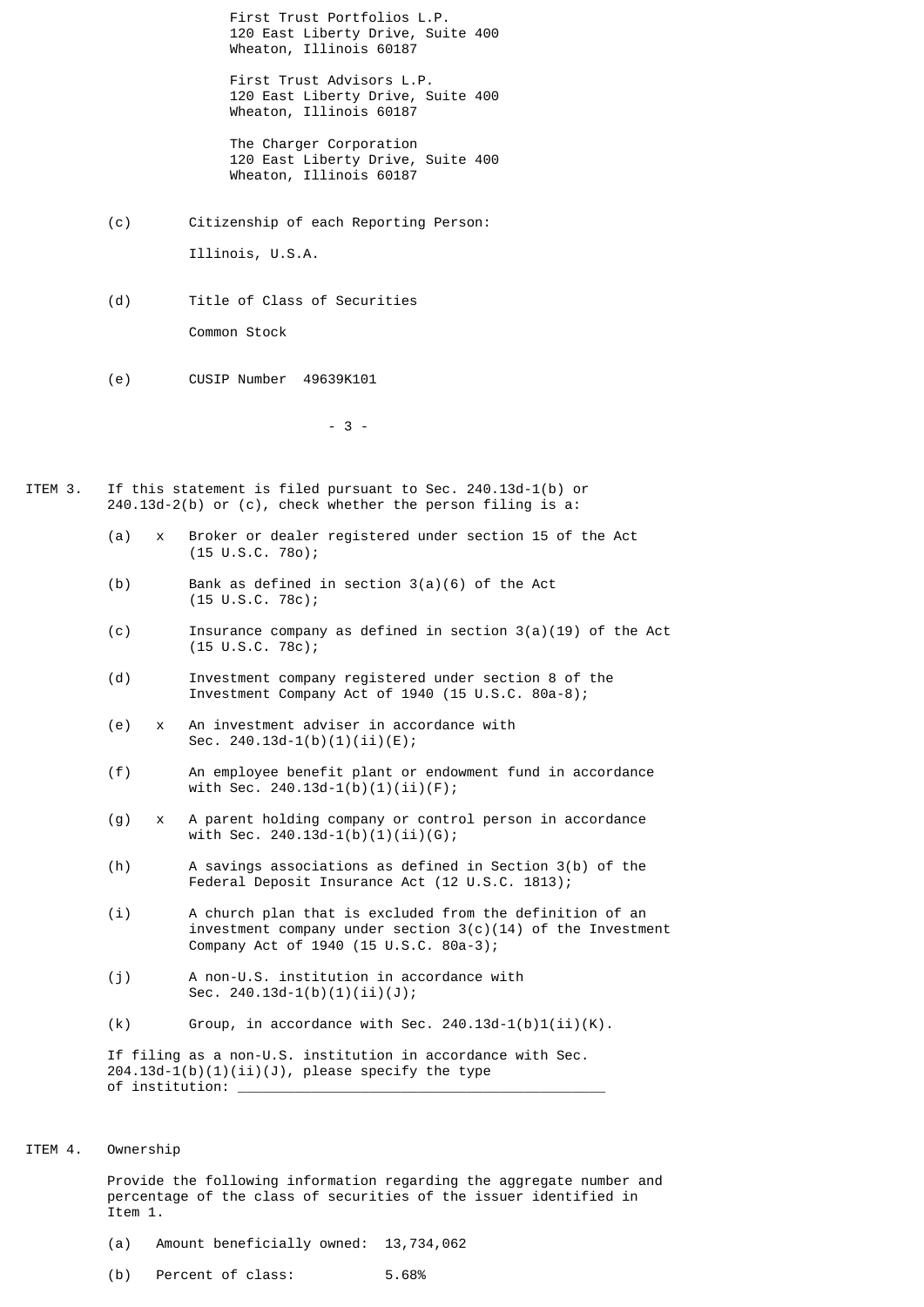First Trust Portfolios L.P.
120 East Liberty Drive, Suite 400
Wheaton, Illinois 60187

First Trust Advisors L.P.
120 East Liberty Drive, Suite 400
Wheaton, Illinois 60187

The Charger Corporation
120 East Liberty Drive, Suite 400
Wheaton, Illinois 60187

(c) Citizenship of each Reporting Person:

Illinois, U.S.A.

(d) Title of Class of Securities

Common Stock

(e) CUSIP Number 49639K101

ITEM 3. If this statement is filed pursuant to Sec. 240.13d-1(b) or 240.13d-2(b) or (c), check whether the person filing is a:

(a) x Broker or dealer registered under section 15 of the Act (15 U.S.C. 78o);

(b) Bank as defined in section 3(a)(6) of the Act (15 U.S.C. 78c);

(c) Insurance company as defined in section 3(a)(19) of the Act (15 U.S.C. 78c);

(d) Investment company registered under section 8 of the Investment Company Act of 1940 (15 U.S.C. 80a-8);

(e) x An investment adviser in accordance with Sec. 240.13d-1(b)(1)(ii)(E);

(f) An employee benefit plant or endowment fund in accordance with Sec. 240.13d-1(b)(1)(ii)(F);

(g) x A parent holding company or control person in accordance with Sec. 240.13d-1(b)(1)(ii)(G);

(h) A savings associations as defined in Section 3(b) of the Federal Deposit Insurance Act (12 U.S.C. 1813);

(i) A church plan that is excluded from the definition of an investment company under section 3(c)(14) of the Investment Company Act of 1940 (15 U.S.C. 80a-3);

(j) A non-U.S. institution in accordance with Sec. 240.13d-1(b)(1)(ii)(J);

(k) Group, in accordance with Sec. 240.13d-1(b)1(ii)(K).

If filing as a non-U.S. institution in accordance with Sec. 204.13d-1(b)(1)(ii)(J), please specify the type of institution: ____________________________________________

ITEM 4. Ownership

Provide the following information regarding the aggregate number and percentage of the class of securities of the issuer identified in Item 1.

(a) Amount beneficially owned: 13,734,062

(b) Percent of class: 5.68%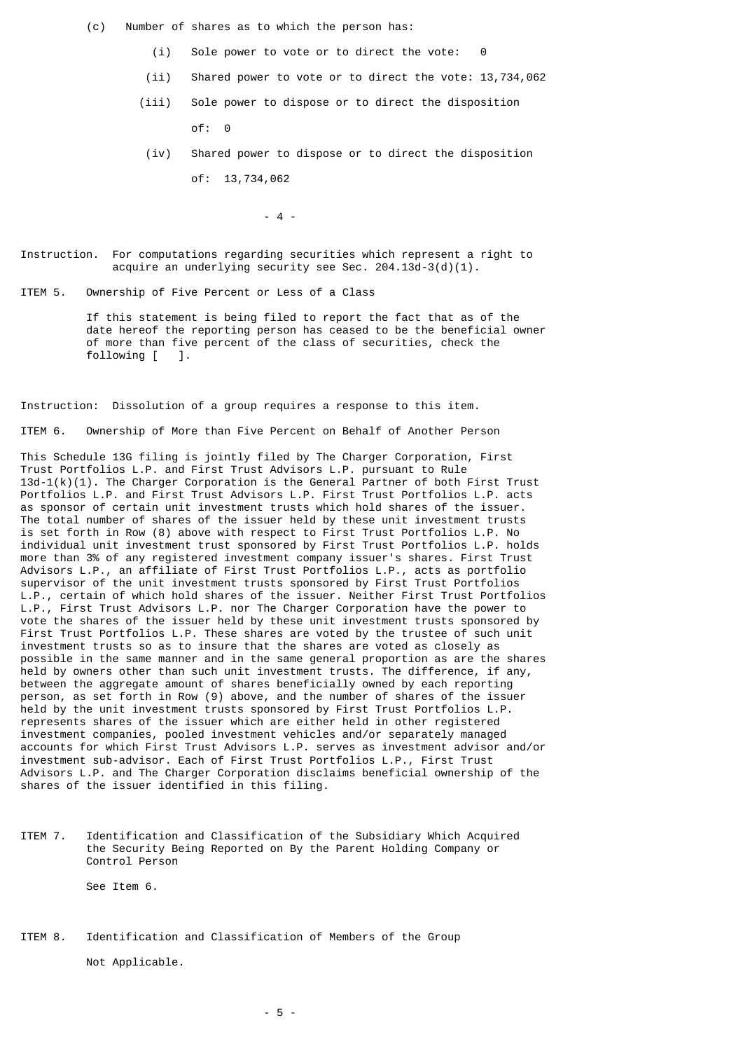(c) Number of shares as to which the person has:

(i) Sole power to vote or to direct the vote: 0

(ii) Shared power to vote or to direct the vote: 13,734,062

(iii) Sole power to dispose or to direct the disposition of: 0

(iv) Shared power to dispose or to direct the disposition of: 13,734,062

Instruction. For computations regarding securities which represent a right to acquire an underlying security see Sec. 204.13d-3(d)(1).

ITEM 5. Ownership of Five Percent or Less of a Class

If this statement is being filed to report the fact that as of the date hereof the reporting person has ceased to be the beneficial owner of more than five percent of the class of securities, check the following [ ].

Instruction: Dissolution of a group requires a response to this item.

ITEM 6. Ownership of More than Five Percent on Behalf of Another Person

This Schedule 13G filing is jointly filed by The Charger Corporation, First Trust Portfolios L.P. and First Trust Advisors L.P. pursuant to Rule 13d-1(k)(1). The Charger Corporation is the General Partner of both First Trust Portfolios L.P. and First Trust Advisors L.P. First Trust Portfolios L.P. acts as sponsor of certain unit investment trusts which hold shares of the issuer. The total number of shares of the issuer held by these unit investment trusts is set forth in Row (8) above with respect to First Trust Portfolios L.P. No individual unit investment trust sponsored by First Trust Portfolios L.P. holds more than 3% of any registered investment company issuer's shares. First Trust Advisors L.P., an affiliate of First Trust Portfolios L.P., acts as portfolio supervisor of the unit investment trusts sponsored by First Trust Portfolios L.P., certain of which hold shares of the issuer. Neither First Trust Portfolios L.P., First Trust Advisors L.P. nor The Charger Corporation have the power to vote the shares of the issuer held by these unit investment trusts sponsored by First Trust Portfolios L.P. These shares are voted by the trustee of such unit investment trusts so as to insure that the shares are voted as closely as possible in the same manner and in the same general proportion as are the shares held by owners other than such unit investment trusts. The difference, if any, between the aggregate amount of shares beneficially owned by each reporting person, as set forth in Row (9) above, and the number of shares of the issuer held by the unit investment trusts sponsored by First Trust Portfolios L.P. represents shares of the issuer which are either held in other registered investment companies, pooled investment vehicles and/or separately managed accounts for which First Trust Advisors L.P. serves as investment advisor and/or investment sub-advisor. Each of First Trust Portfolios L.P., First Trust Advisors L.P. and The Charger Corporation disclaims beneficial ownership of the shares of the issuer identified in this filing.

ITEM 7. Identification and Classification of the Subsidiary Which Acquired the Security Being Reported on By the Parent Holding Company or Control Person

See Item 6.

ITEM 8. Identification and Classification of Members of the Group

Not Applicable.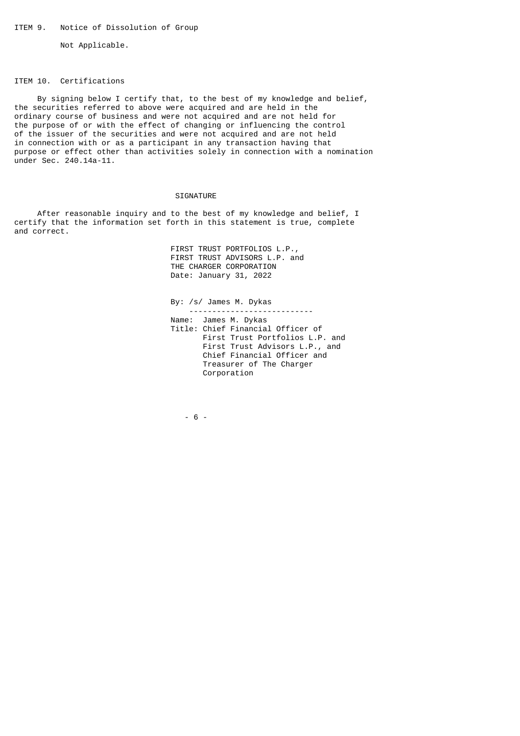ITEM 9. Notice of Dissolution of Group

Not Applicable.

ITEM 10. Certifications

By signing below I certify that, to the best of my knowledge and belief, the securities referred to above were acquired and are held in the ordinary course of business and were not acquired and are not held for the purpose of or with the effect of changing or influencing the control of the issuer of the securities and were not acquired and are not held in connection with or as a participant in any transaction having that purpose or effect other than activities solely in connection with a nomination under Sec. 240.14a-11.

## SIGNATURE

After reasonable inquiry and to the best of my knowledge and belief, I certify that the information set forth in this statement is true, complete and correct.

FIRST TRUST PORTFOLIOS L.P.,
FIRST TRUST ADVISORS L.P. and
THE CHARGER CORPORATION
Date: January 31, 2022

By: /s/ James M. Dykas

Name: James M. Dykas
Title: Chief Financial Officer of First Trust Portfolios L.P. and First Trust Advisors L.P., and Chief Financial Officer and Treasurer of The Charger Corporation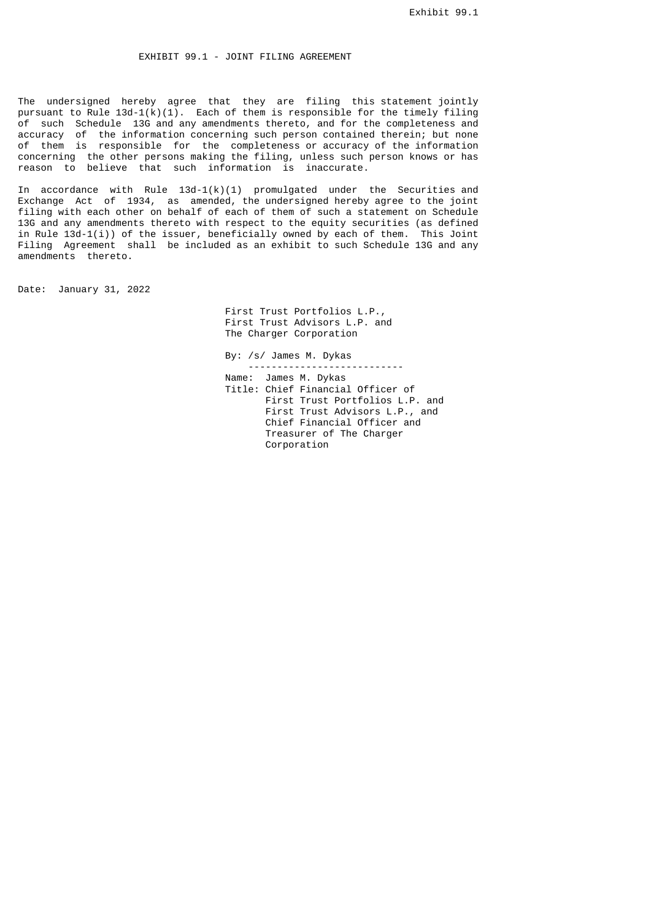Exhibit 99.1

# EXHIBIT 99.1 - JOINT FILING AGREEMENT

The undersigned hereby agree that they are filing this statement jointly pursuant to Rule 13d-1(k)(1). Each of them is responsible for the timely filing of such Schedule 13G and any amendments thereto, and for the completeness and accuracy of the information concerning such person contained therein; but none of them is responsible for the completeness or accuracy of the information concerning the other persons making the filing, unless such person knows or has reason to believe that such information is inaccurate.

In accordance with Rule 13d-1(k)(1) promulgated under the Securities and Exchange Act of 1934, as amended, the undersigned hereby agree to the joint filing with each other on behalf of each of them of such a statement on Schedule 13G and any amendments thereto with respect to the equity securities (as defined in Rule 13d-1(i)) of the issuer, beneficially owned by each of them. This Joint Filing Agreement shall be included as an exhibit to such Schedule 13G and any amendments thereto.

Date: January 31, 2022

First Trust Portfolios L.P.,
First Trust Advisors L.P. and
The Charger Corporation

By: /s/ James M. Dykas

Name: James M. Dykas
Title: Chief Financial Officer of First Trust Portfolios L.P. and First Trust Advisors L.P., and Chief Financial Officer and Treasurer of The Charger Corporation